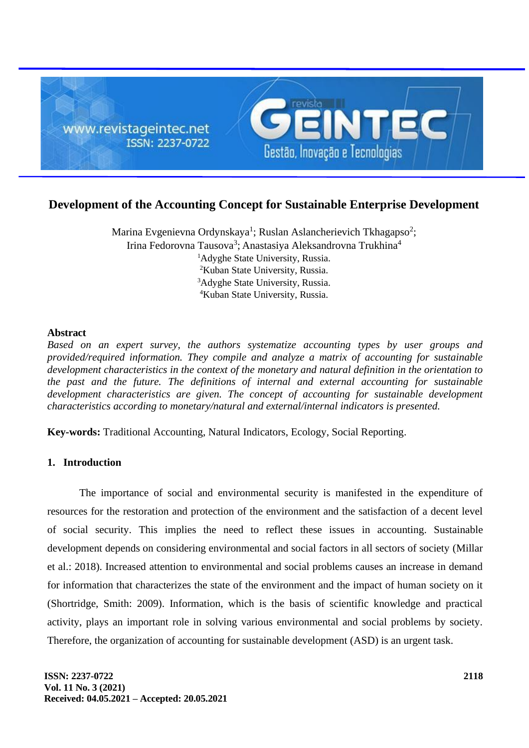# Development of the Accounting Concept for Sustainable Enterprise Development

Marina Evgenievna Ordynskaya[1]; Ruslan Aslancherievich Tkhagapso[2]; Irina Fedorovna Tausova[3]; Anastasiya Aleksandrovna Trukhina[4]

[1]Adyghe State University, Russia.
[2]Kuban State University, Russia.
[3]Adyghe State University, Russia.
[4]Kuban State University, Russia.

## Abstract

*Based on an expert survey, the authors systematize accounting types by user groups and provided/required information. They compile and analyze a matrix of accounting for sustainable development characteristics in the context of the monetary and natural definition in the orientation to the past and the future. The definitions of internal and external accounting for sustainable development characteristics are given. The concept of accounting for sustainable development characteristics according to monetary/natural and external/internal indicators is presented.*

**Key-words:** Traditional Accounting, Natural Indicators, Ecology, Social Reporting.

## 1. Introduction

The importance of social and environmental security is manifested in the expenditure of resources for the restoration and protection of the environment and the satisfaction of a decent level of social security. This implies the need to reflect these issues in accounting. Sustainable development depends on considering environmental and social factors in all sectors of society (Millar et al.: 2018). Increased attention to environmental and social problems causes an increase in demand for information that characterizes the state of the environment and the impact of human society on it (Shortridge, Smith: 2009). Information, which is the basis of scientific knowledge and practical activity, plays an important role in solving various environmental and social problems by society. Therefore, the organization of accounting for sustainable development (ASD) is an urgent task.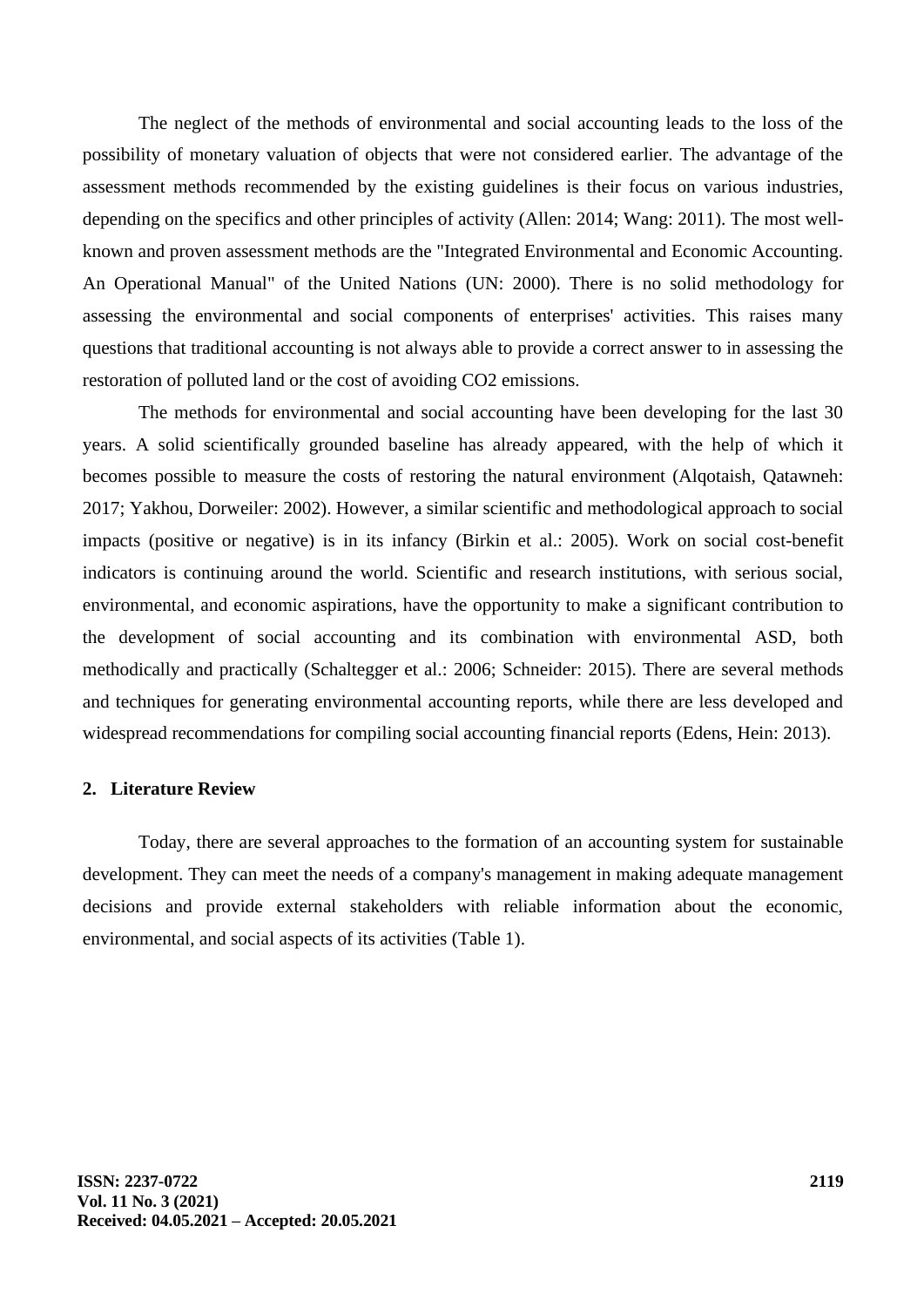The neglect of the methods of environmental and social accounting leads to the loss of the possibility of monetary valuation of objects that were not considered earlier. The advantage of the assessment methods recommended by the existing guidelines is their focus on various industries, depending on the specifics and other principles of activity (Allen: 2014; Wang: 2011). The most well-known and proven assessment methods are the "Integrated Environmental and Economic Accounting. An Operational Manual" of the United Nations (UN: 2000). There is no solid methodology for assessing the environmental and social components of enterprises' activities. This raises many questions that traditional accounting is not always able to provide a correct answer to in assessing the restoration of polluted land or the cost of avoiding $CO_2$ emissions.

The methods for environmental and social accounting have been developing for the last 30 years. A solid scientifically grounded baseline has already appeared, with the help of which it becomes possible to measure the costs of restoring the natural environment (Alqotaish, Qatawneh: 2017; Yakhou, Dorweiler: 2002). However, a similar scientific and methodological approach to social impacts (positive or negative) is in its infancy (Birkin et al.: 2005). Work on social cost-benefit indicators is continuing around the world. Scientific and research institutions, with serious social, environmental, and economic aspirations, have the opportunity to make a significant contribution to the development of social accounting and its combination with environmental ASD, both methodically and practically (Schaltegger et al.: 2006; Schneider: 2015). There are several methods and techniques for generating environmental accounting reports, while there are less developed and widespread recommendations for compiling social accounting financial reports (Edens, Hein: 2013).

## 2. Literature Review

Today, there are several approaches to the formation of an accounting system for sustainable development. They can meet the needs of a company's management in making adequate management decisions and provide external stakeholders with reliable information about the economic, environmental, and social aspects of its activities (Table 1).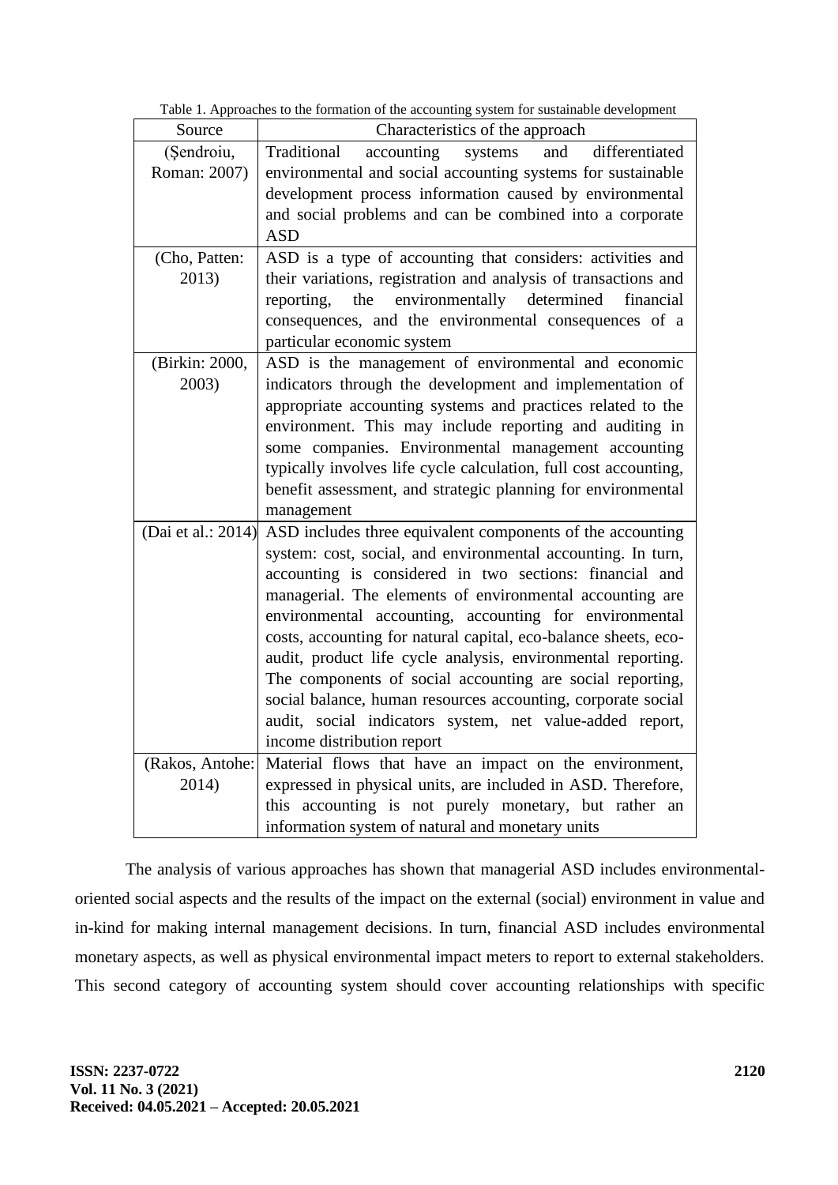Table 1. Approaches to the formation of the accounting system for sustainable development

| Source | Characteristics of the approach |
|---|---|
| (Şendroiu, Roman: 2007) | Traditional accounting systems and differentiated environmental and social accounting systems for sustainable development process information caused by environmental and social problems and can be combined into a corporate ASD |
| (Cho, Patten: 2013) | ASD is a type of accounting that considers: activities and their variations, registration and analysis of transactions and reporting, the environmentally determined financial consequences, and the environmental consequences of a particular economic system |
| (Birkin: 2000, 2003) | ASD is the management of environmental and economic indicators through the development and implementation of appropriate accounting systems and practices related to the environment. This may include reporting and auditing in some companies. Environmental management accounting typically involves life cycle calculation, full cost accounting, benefit assessment, and strategic planning for environmental management |
| (Dai et al.: 2014) | ASD includes three equivalent components of the accounting system: cost, social, and environmental accounting. In turn, accounting is considered in two sections: financial and managerial. The elements of environmental accounting are environmental accounting, accounting for environmental costs, accounting for natural capital, eco-balance sheets, eco-audit, product life cycle analysis, environmental reporting. The components of social accounting are social reporting, social balance, human resources accounting, corporate social audit, social indicators system, net value-added report, income distribution report |
| (Rakos, Antohe: 2014) | Material flows that have an impact on the environment, expressed in physical units, are included in ASD. Therefore, this accounting is not purely monetary, but rather an information system of natural and monetary units |

The analysis of various approaches has shown that managerial ASD includes environmental-oriented social aspects and the results of the impact on the external (social) environment in value and in-kind for making internal management decisions. In turn, financial ASD includes environmental monetary aspects, as well as physical environmental impact meters to report to external stakeholders. This second category of accounting system should cover accounting relationships with specific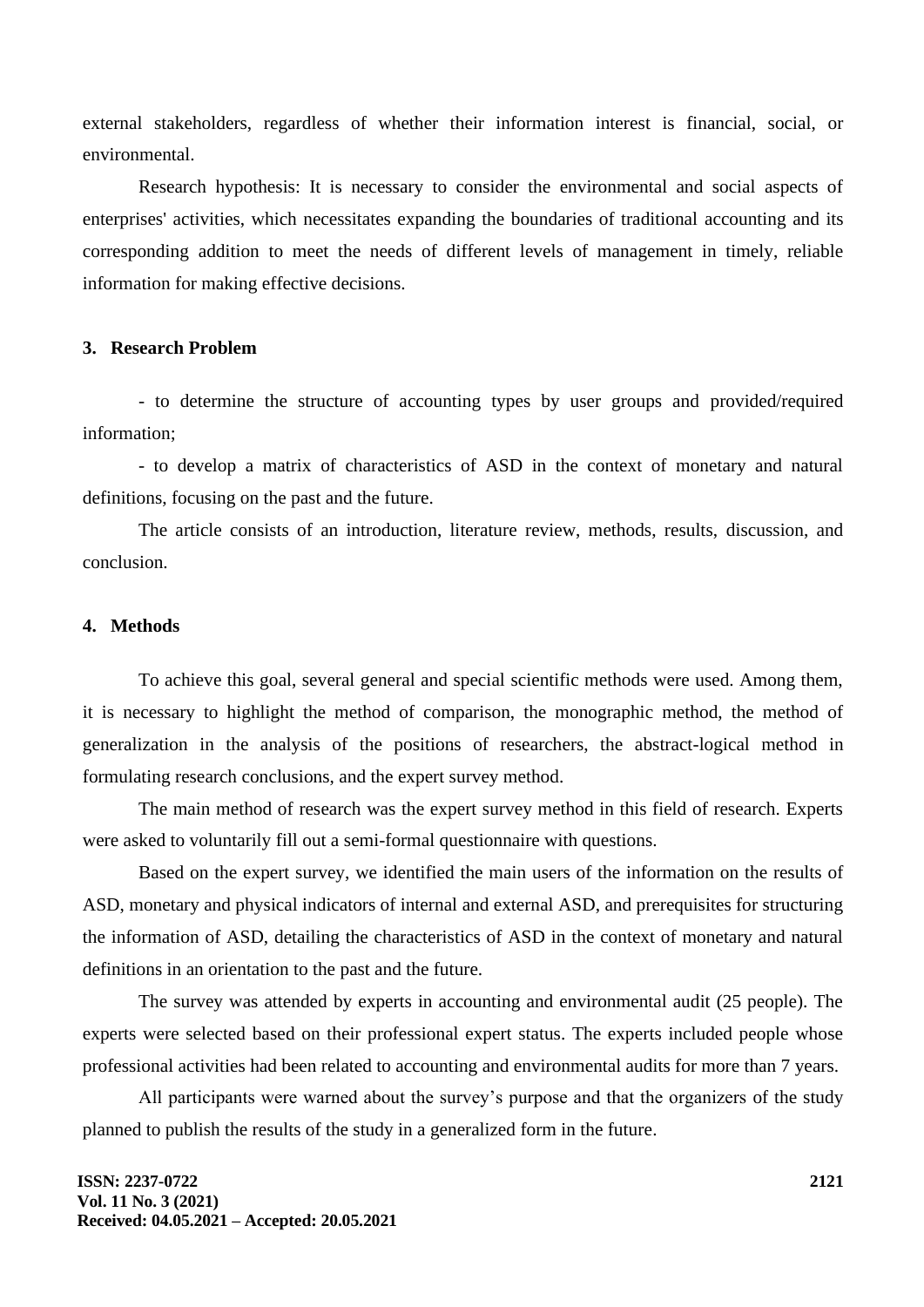external stakeholders, regardless of whether their information interest is financial, social, or environmental.

Research hypothesis: It is necessary to consider the environmental and social aspects of enterprises' activities, which necessitates expanding the boundaries of traditional accounting and its corresponding addition to meet the needs of different levels of management in timely, reliable information for making effective decisions.

## 3. Research Problem

- to determine the structure of accounting types by user groups and provided/required information;

- to develop a matrix of characteristics of ASD in the context of monetary and natural definitions, focusing on the past and the future.

The article consists of an introduction, literature review, methods, results, discussion, and conclusion.

## 4. Methods

To achieve this goal, several general and special scientific methods were used. Among them, it is necessary to highlight the method of comparison, the monographic method, the method of generalization in the analysis of the positions of researchers, the abstract-logical method in formulating research conclusions, and the expert survey method.

The main method of research was the expert survey method in this field of research. Experts were asked to voluntarily fill out a semi-formal questionnaire with questions.

Based on the expert survey, we identified the main users of the information on the results of ASD, monetary and physical indicators of internal and external ASD, and prerequisites for structuring the information of ASD, detailing the characteristics of ASD in the context of monetary and natural definitions in an orientation to the past and the future.

The survey was attended by experts in accounting and environmental audit (25 people). The experts were selected based on their professional expert status. The experts included people whose professional activities had been related to accounting and environmental audits for more than 7 years.

All participants were warned about the survey's purpose and that the organizers of the study planned to publish the results of the study in a generalized form in the future.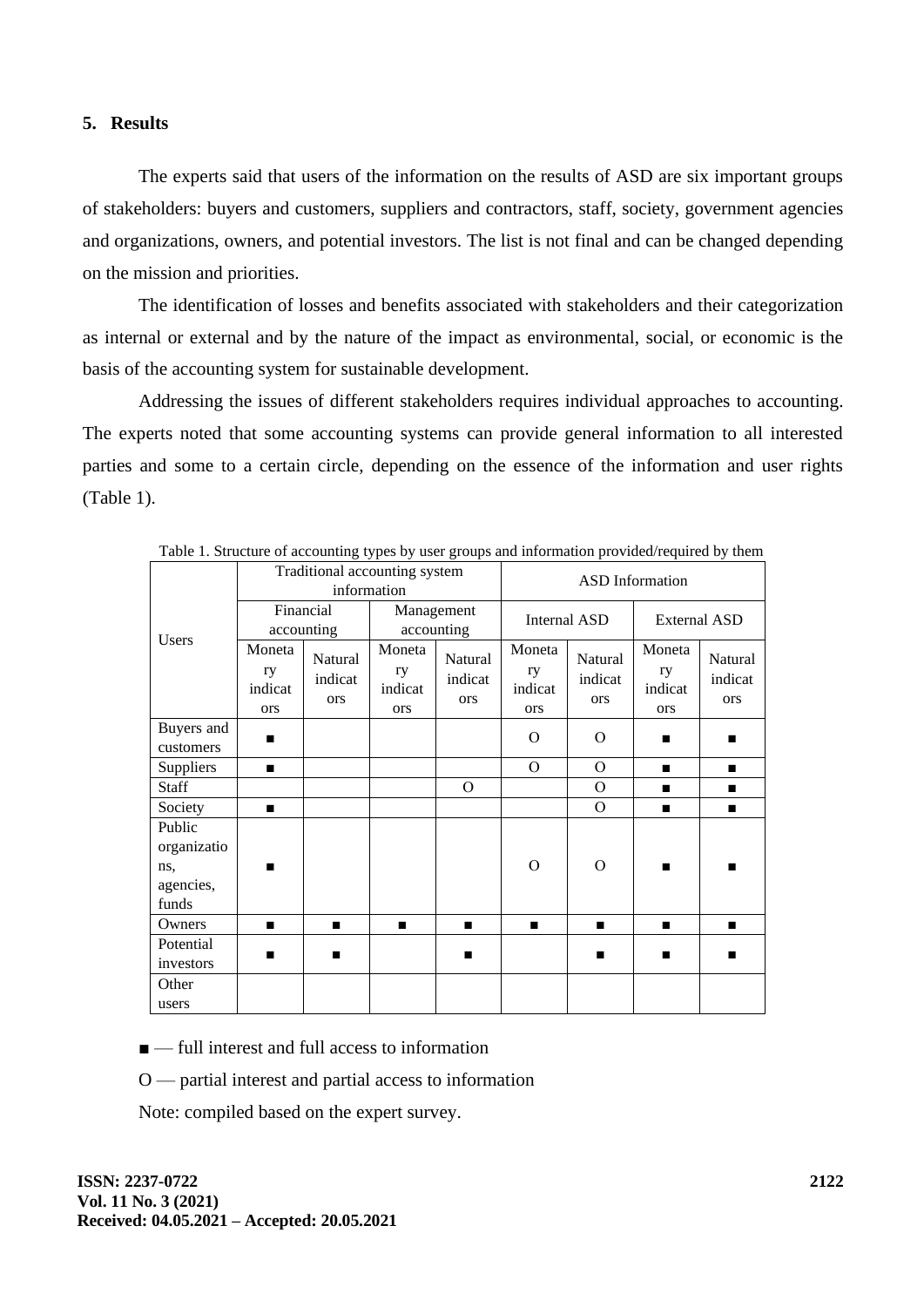## 5. Results

The experts said that users of the information on the results of ASD are six important groups of stakeholders: buyers and customers, suppliers and contractors, staff, society, government agencies and organizations, owners, and potential investors. The list is not final and can be changed depending on the mission and priorities.

The identification of losses and benefits associated with stakeholders and their categorization as internal or external and by the nature of the impact as environmental, social, or economic is the basis of the accounting system for sustainable development.

Addressing the issues of different stakeholders requires individual approaches to accounting. The experts noted that some accounting systems can provide general information to all interested parties and some to a certain circle, depending on the essence of the information and user rights (Table 1).

Table 1. Structure of accounting types by user groups and information provided/required by them

| Users | Traditional accounting system information | | | | ASD Information | | | |
|---|---|---|---|---|---|---|---|---|
| | Financial accounting | | Management accounting | | Internal ASD | | External ASD | |
| | Monetary indicators | Natural indicators | Monetary indicators | Natural indicators | Monetary indicators | Natural indicators | Monetary indicators | Natural indicators |
| Buyers and customers | ■ | | | | O | O | ■ | ■ |
| Suppliers | ■ | | | | O | O | ■ | ■ |
| Staff | | | | O | | O | ■ | ■ |
| Society | ■ | | | | | O | ■ | ■ |
| Public organizations, agencies, funds | ■ | | | | O | O | ■ | ■ |
| Owners | ■ | ■ | ■ | ■ | ■ | ■ | ■ | ■ |
| Potential investors | ■ | ■ | | ■ | | ■ | ■ | ■ |
| Other users | | | | | | | | |

■ — full interest and full access to information

O — partial interest and partial access to information

Note: compiled based on the expert survey.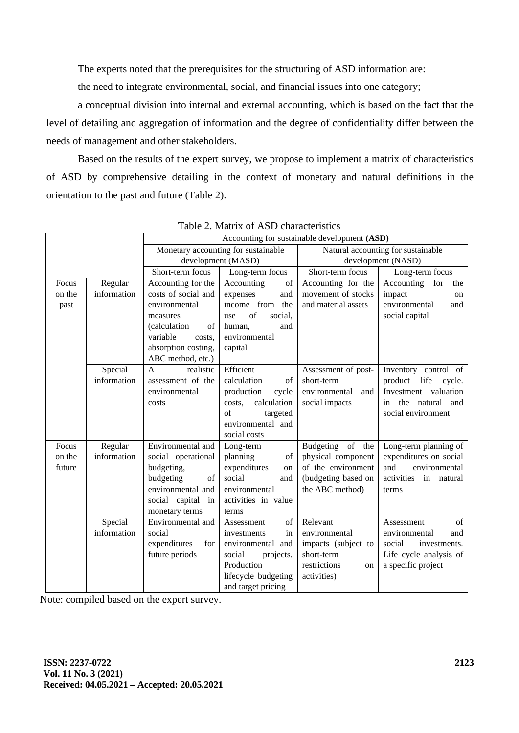The experts noted that the prerequisites for the structuring of ASD information are:

the need to integrate environmental, social, and financial issues into one category;

a conceptual division into internal and external accounting, which is based on the fact that the level of detailing and aggregation of information and the degree of confidentiality differ between the needs of management and other stakeholders.

Based on the results of the expert survey, we propose to implement a matrix of characteristics of ASD by comprehensive detailing in the context of monetary and natural definitions in the orientation to the past and future (Table 2).

Table 2. Matrix of ASD characteristics

| | | Accounting for sustainable development **(ASD)** | | | |
|---|---|---|---|---|---|
| | | Monetary accounting for sustainable development (MASD) | | Natural accounting for sustainable development (NASD) | |
| | | Short-term focus | Long-term focus | Short-term focus | Long-term focus |
| Focus on the past | Regular information | Accounting for the costs of social and environmental measures (calculation of variable costs, absorption costing, ABC method, etc.) | Accounting of expenses and income from the use of social, human, and environmental capital | Accounting for the movement of stocks and material assets | Accounting for the impact on environmental and social capital |
| | Special information | A realistic assessment of the environmental costs | Efficient calculation of production cycle costs, calculation of targeted environmental and social costs | Assessment of post-short-term environmental and social impacts | Inventory control of product life cycle. Investment valuation in the natural and social environment |
| Focus on the future | Regular information | Environmental and social operational budgeting, budgeting of environmental and social capital in monetary terms | Long-term planning of expenditures on social and environmental activities in value terms | Budgeting of the physical component of the environment (budgeting based on the ABC method) | Long-term planning of expenditures on social and environmental activities in natural terms |
| | Special information | Environmental and social expenditures for future periods | Assessment of investments in environmental and social projects. Production lifecycle budgeting and target pricing | Relevant environmental impacts (subject to short-term restrictions on activities) | Assessment of environmental and social investments. Life cycle analysis of a specific project |

Note: compiled based on the expert survey.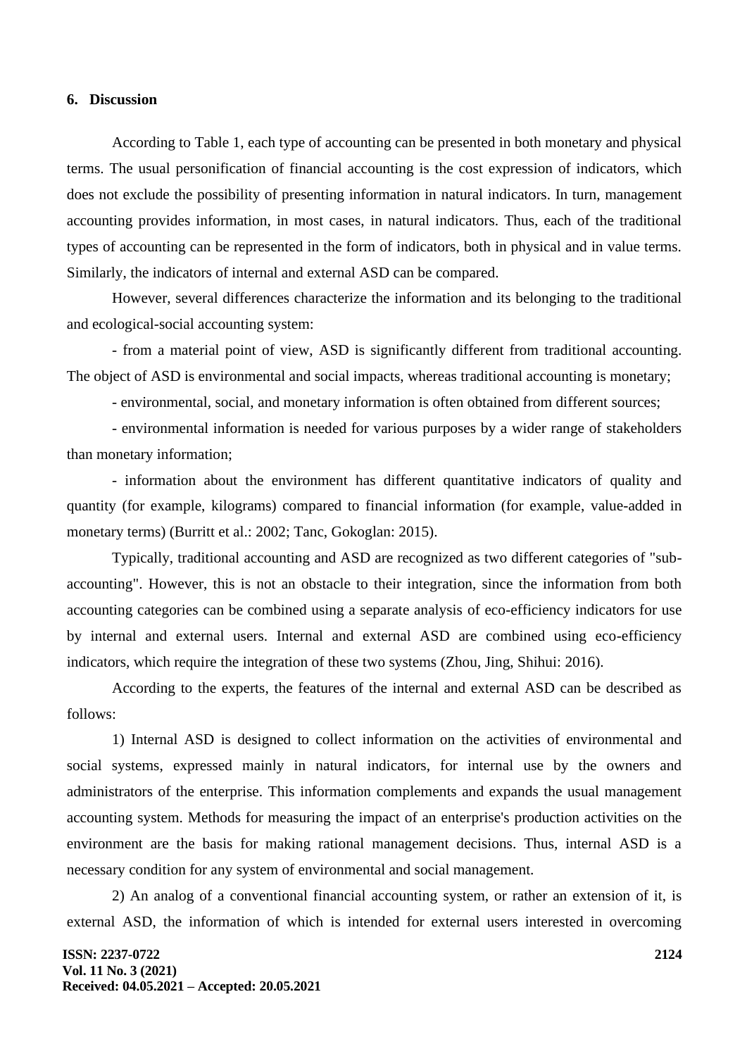## 6. Discussion

According to Table 1, each type of accounting can be presented in both monetary and physical terms. The usual personification of financial accounting is the cost expression of indicators, which does not exclude the possibility of presenting information in natural indicators. In turn, management accounting provides information, in most cases, in natural indicators. Thus, each of the traditional types of accounting can be represented in the form of indicators, both in physical and in value terms. Similarly, the indicators of internal and external ASD can be compared.

However, several differences characterize the information and its belonging to the traditional and ecological-social accounting system:

- from a material point of view, ASD is significantly different from traditional accounting. The object of ASD is environmental and social impacts, whereas traditional accounting is monetary;

- environmental, social, and monetary information is often obtained from different sources;

- environmental information is needed for various purposes by a wider range of stakeholders than monetary information;

- information about the environment has different quantitative indicators of quality and quantity (for example, kilograms) compared to financial information (for example, value-added in monetary terms) (Burritt et al.: 2002; Tanc, Gokoglan: 2015).

Typically, traditional accounting and ASD are recognized as two different categories of "sub-accounting". However, this is not an obstacle to their integration, since the information from both accounting categories can be combined using a separate analysis of eco-efficiency indicators for use by internal and external users. Internal and external ASD are combined using eco-efficiency indicators, which require the integration of these two systems (Zhou, Jing, Shihui: 2016).

According to the experts, the features of the internal and external ASD can be described as follows:

1) Internal ASD is designed to collect information on the activities of environmental and social systems, expressed mainly in natural indicators, for internal use by the owners and administrators of the enterprise. This information complements and expands the usual management accounting system. Methods for measuring the impact of an enterprise's production activities on the environment are the basis for making rational management decisions. Thus, internal ASD is a necessary condition for any system of environmental and social management.

2) An analog of a conventional financial accounting system, or rather an extension of it, is external ASD, the information of which is intended for external users interested in overcoming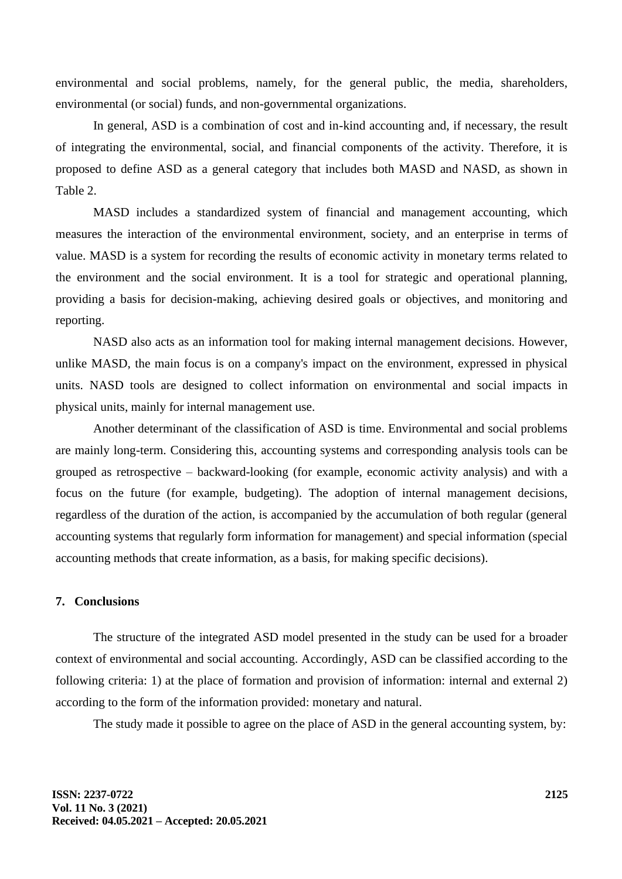environmental and social problems, namely, for the general public, the media, shareholders, environmental (or social) funds, and non-governmental organizations.

In general, ASD is a combination of cost and in-kind accounting and, if necessary, the result of integrating the environmental, social, and financial components of the activity. Therefore, it is proposed to define ASD as a general category that includes both MASD and NASD, as shown in Table 2.

MASD includes a standardized system of financial and management accounting, which measures the interaction of the environmental environment, society, and an enterprise in terms of value. MASD is a system for recording the results of economic activity in monetary terms related to the environment and the social environment. It is a tool for strategic and operational planning, providing a basis for decision-making, achieving desired goals or objectives, and monitoring and reporting.

NASD also acts as an information tool for making internal management decisions. However, unlike MASD, the main focus is on a company's impact on the environment, expressed in physical units. NASD tools are designed to collect information on environmental and social impacts in physical units, mainly for internal management use.

Another determinant of the classification of ASD is time. Environmental and social problems are mainly long-term. Considering this, accounting systems and corresponding analysis tools can be grouped as retrospective – backward-looking (for example, economic activity analysis) and with a focus on the future (for example, budgeting). The adoption of internal management decisions, regardless of the duration of the action, is accompanied by the accumulation of both regular (general accounting systems that regularly form information for management) and special information (special accounting methods that create information, as a basis, for making specific decisions).

## 7. Conclusions

The structure of the integrated ASD model presented in the study can be used for a broader context of environmental and social accounting. Accordingly, ASD can be classified according to the following criteria: 1) at the place of formation and provision of information: internal and external 2) according to the form of the information provided: monetary and natural.

The study made it possible to agree on the place of ASD in the general accounting system, by: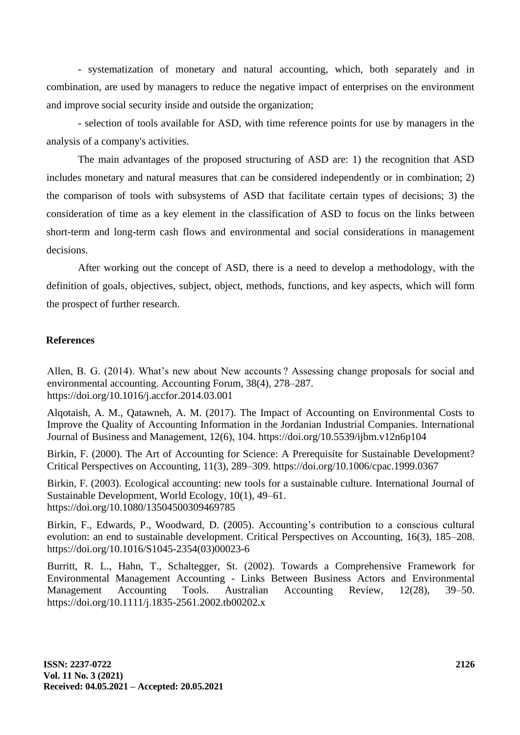- systematization of monetary and natural accounting, which, both separately and in combination, are used by managers to reduce the negative impact of enterprises on the environment and improve social security inside and outside the organization;

- selection of tools available for ASD, with time reference points for use by managers in the analysis of a company's activities.

The main advantages of the proposed structuring of ASD are: 1) the recognition that ASD includes monetary and natural measures that can be considered independently or in combination; 2) the comparison of tools with subsystems of ASD that facilitate certain types of decisions; 3) the consideration of time as a key element in the classification of ASD to focus on the links between short-term and long-term cash flows and environmental and social considerations in management decisions.

After working out the concept of ASD, there is a need to develop a methodology, with the definition of goals, objectives, subject, object, methods, functions, and key aspects, which will form the prospect of further research.

## References

Allen, B. G. (2014). What's new about New accounts? Assessing change proposals for social and environmental accounting. Accounting Forum, 38(4), 278–287. https://doi.org/10.1016/j.accfor.2014.03.001

Alqotaish, A. M., Qatawneh, A. M. (2017). The Impact of Accounting on Environmental Costs to Improve the Quality of Accounting Information in the Jordanian Industrial Companies. International Journal of Business and Management, 12(6), 104. https://doi.org/10.5539/ijbm.v12n6p104

Birkin, F. (2000). The Art of Accounting for Science: A Prerequisite for Sustainable Development? Critical Perspectives on Accounting, 11(3), 289–309. https://doi.org/10.1006/cpac.1999.0367

Birkin, F. (2003). Ecological accounting: new tools for a sustainable culture. International Journal of Sustainable Development, World Ecology, 10(1), 49–61. https://doi.org/10.1080/13504500309469785

Birkin, F., Edwards, P., Woodward, D. (2005). Accounting's contribution to a conscious cultural evolution: an end to sustainable development. Critical Perspectives on Accounting, 16(3), 185–208. https://doi.org/10.1016/S1045-2354(03)00023-6

Burritt, R. L., Hahn, T., Schaltegger, St. (2002). Towards a Comprehensive Framework for Environmental Management Accounting - Links Between Business Actors and Environmental Management Accounting Tools. Australian Accounting Review, 12(28), 39–50. https://doi.org/10.1111/j.1835-2561.2002.tb00202.x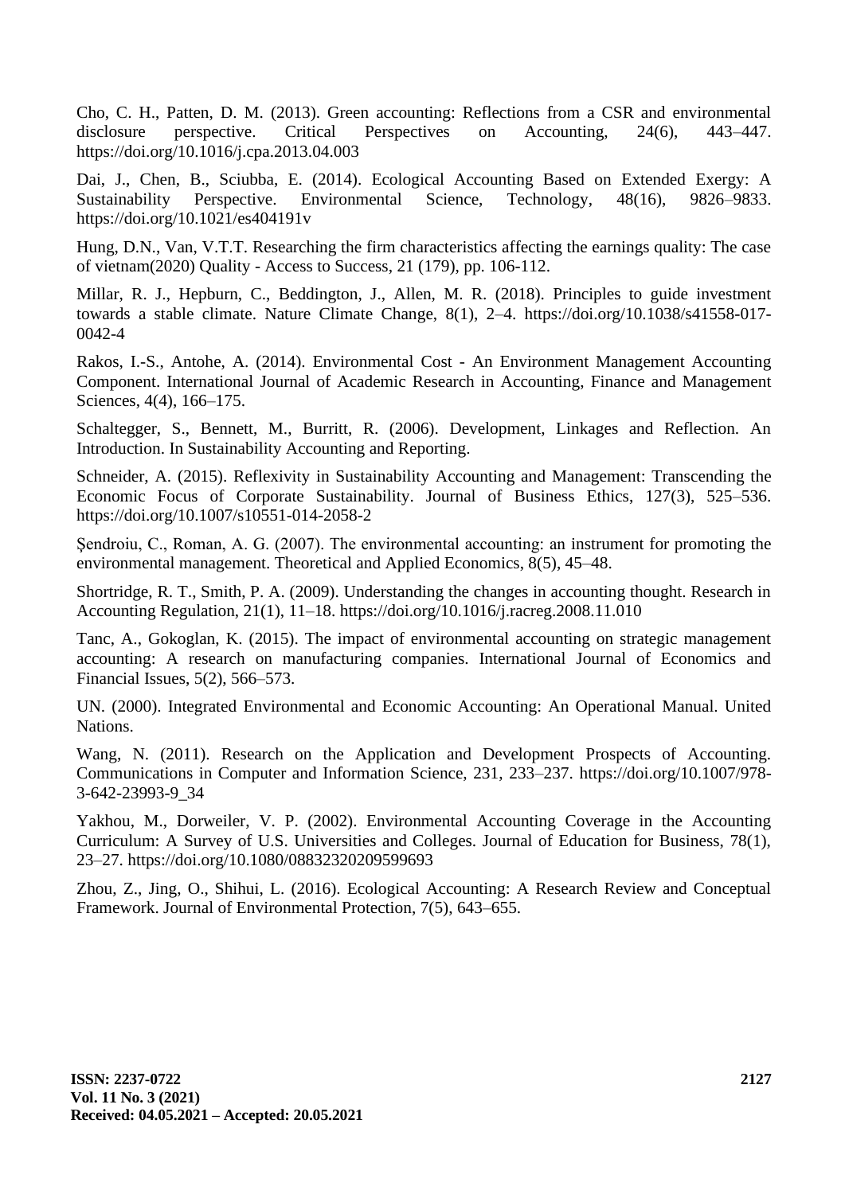Cho, C. H., Patten, D. M. (2013). Green accounting: Reflections from a CSR and environmental disclosure perspective. Critical Perspectives on Accounting, 24(6), 443–447. https://doi.org/10.1016/j.cpa.2013.04.003

Dai, J., Chen, B., Sciubba, E. (2014). Ecological Accounting Based on Extended Exergy: A Sustainability Perspective. Environmental Science, Technology, 48(16), 9826–9833. https://doi.org/10.1021/es404191v

Hung, D.N., Van, V.T.T. Researching the firm characteristics affecting the earnings quality: The case of vietnam(2020) Quality - Access to Success, 21 (179), pp. 106-112.

Millar, R. J., Hepburn, C., Beddington, J., Allen, M. R. (2018). Principles to guide investment towards a stable climate. Nature Climate Change, 8(1), 2–4. https://doi.org/10.1038/s41558-017-0042-4

Rakos, I.-S., Antohe, A. (2014). Environmental Cost - An Environment Management Accounting Component. International Journal of Academic Research in Accounting, Finance and Management Sciences, 4(4), 166–175.

Schaltegger, S., Bennett, M., Burritt, R. (2006). Development, Linkages and Reflection. An Introduction. In Sustainability Accounting and Reporting.

Schneider, A. (2015). Reflexivity in Sustainability Accounting and Management: Transcending the Economic Focus of Corporate Sustainability. Journal of Business Ethics, 127(3), 525–536. https://doi.org/10.1007/s10551-014-2058-2

Şendroiu, C., Roman, A. G. (2007). The environmental accounting: an instrument for promoting the environmental management. Theoretical and Applied Economics, 8(5), 45–48.

Shortridge, R. T., Smith, P. A. (2009). Understanding the changes in accounting thought. Research in Accounting Regulation, 21(1), 11–18. https://doi.org/10.1016/j.racreg.2008.11.010

Tanc, A., Gokoglan, K. (2015). The impact of environmental accounting on strategic management accounting: A research on manufacturing companies. International Journal of Economics and Financial Issues, 5(2), 566–573.

UN. (2000). Integrated Environmental and Economic Accounting: An Operational Manual. United Nations.

Wang, N. (2011). Research on the Application and Development Prospects of Accounting. Communications in Computer and Information Science, 231, 233–237. https://doi.org/10.1007/978-3-642-23993-9_34

Yakhou, M., Dorweiler, V. P. (2002). Environmental Accounting Coverage in the Accounting Curriculum: A Survey of U.S. Universities and Colleges. Journal of Education for Business, 78(1), 23–27. https://doi.org/10.1080/08832320209599693

Zhou, Z., Jing, O., Shihui, L. (2016). Ecological Accounting: A Research Review and Conceptual Framework. Journal of Environmental Protection, 7(5), 643–655.